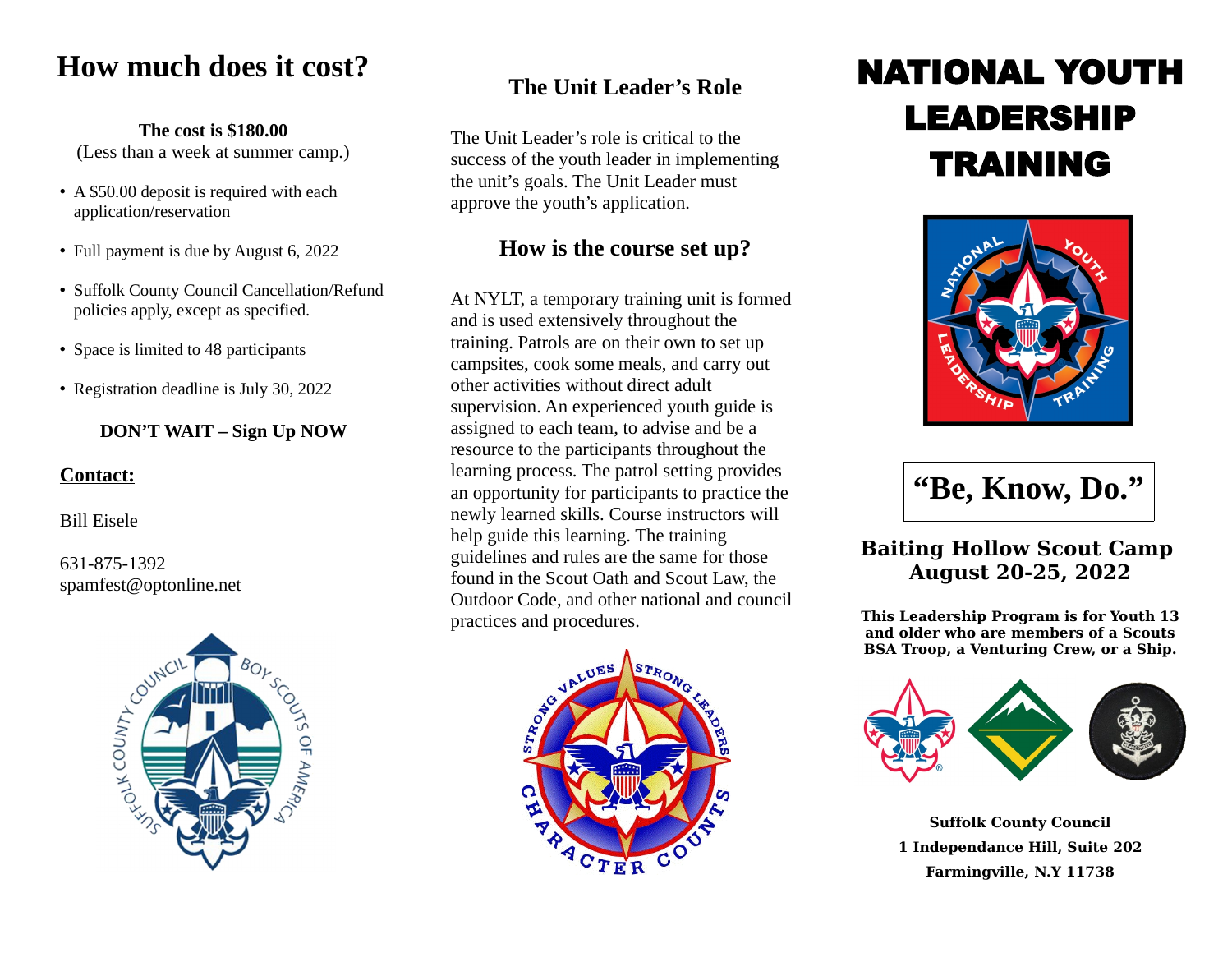# How much does it cost?

**The cost is $180.00**
(Less than a week at summer camp.)

- A $50.00 deposit is required with each application/reservation
- Full payment is due by August 6, 2022
- Suffolk County Council Cancellation/Refund policies apply, except as specified.
- Space is limited to 48 participants
- Registration deadline is July 30, 2022

**DON'T WAIT – Sign Up NOW**

**Contact:**

Bill Eisele

631-875-1392
spamfest@optonline.net

## The Unit Leader's Role

The Unit Leader's role is critical to the success of the youth leader in implementing the unit's goals. The Unit Leader must approve the youth's application.

## How is the course set up?

At NYLT, a temporary training unit is formed and is used extensively throughout the training. Patrols are on their own to set up campsites, cook some meals, and carry out other activities without direct adult supervision. An experienced youth guide is assigned to each team, to advise and be a resource to the participants throughout the learning process. The patrol setting provides an opportunity for participants to practice the newly learned skills. Course instructors will help guide this learning. The training guidelines and rules are the same for those found in the Scout Oath and Scout Law, the Outdoor Code, and other national and council practices and procedures.

# NATIONAL YOUTH LEADERSHIP TRAINING

**"Be, Know, Do."**

**Baiting Hollow Scout Camp**
**August 20-25, 2022**

**This Leadership Program is for Youth 13 and older who are members of a Scouts BSA Troop, a Venturing Crew, or a Ship.**

**Suffolk County Council**
**1 Independance Hill, Suite 202**
**Farmingville, N.Y 11738**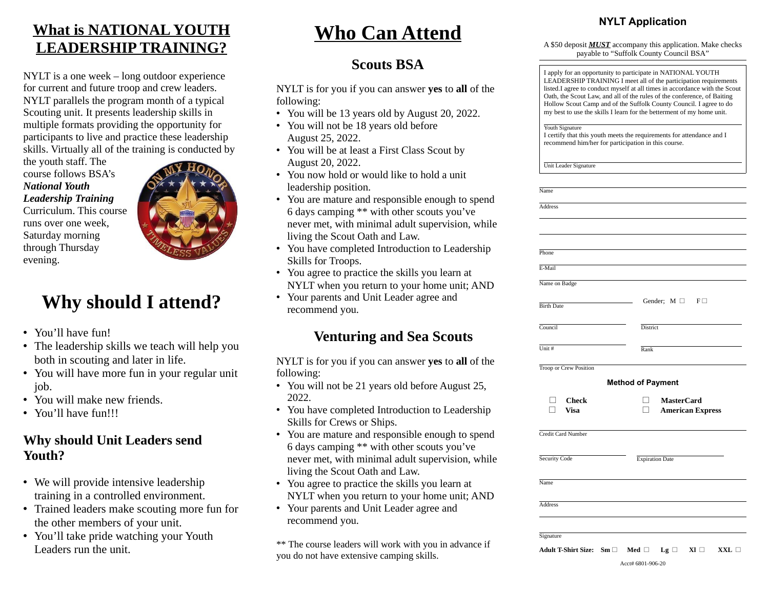# What is NATIONAL YOUTH LEADERSHIP TRAINING?

NYLT is a one week – long outdoor experience for current and future troop and crew leaders. NYLT parallels the program month of a typical Scouting unit. It presents leadership skills in multiple formats providing the opportunity for participants to live and practice these leadership skills. Virtually all of the training is conducted by the youth staff. The course follows BSA's ***National Youth Leadership Training*** Curriculum. This course runs over one week, Saturday morning through Thursday evening.

# Why should I attend?

- You'll have fun!
- The leadership skills we teach will help you both in scouting and later in life.
- You will have more fun in your regular unit job.
- You will make new friends.
- You'll have fun!!!

## Why should Unit Leaders send Youth?

- We will provide intensive leadership training in a controlled environment.
- Trained leaders make scouting more fun for the other members of your unit.
- You'll take pride watching your Youth Leaders run the unit.

# Who Can Attend

## Scouts BSA

NYLT is for you if you can answer **yes** to **all** of the following:

- You will be 13 years old by August 20, 2022.
- You will not be 18 years old before August 25, 2022.
- You will be at least a First Class Scout by August 20, 2022.
- You now hold or would like to hold a unit leadership position.
- You are mature and responsible enough to spend 6 days camping ** with other scouts you've never met, with minimal adult supervision, while living the Scout Oath and Law.
- You have completed Introduction to Leadership Skills for Troops.
- You agree to practice the skills you learn at NYLT when you return to your home unit; AND
- Your parents and Unit Leader agree and recommend you.

## Venturing and Sea Scouts

NYLT is for you if you can answer **yes** to **all** of the following:

- You will not be 21 years old before August 25, 2022.
- You have completed Introduction to Leadership Skills for Crews or Ships.
- You are mature and responsible enough to spend 6 days camping ** with other scouts you've never met, with minimal adult supervision, while living the Scout Oath and Law.
- You agree to practice the skills you learn at NYLT when you return to your home unit; AND
- Your parents and Unit Leader agree and recommend you.

** The course leaders will work with you in advance if you do not have extensive camping skills.

## NYLT Application

A $50 deposit ***MUST*** accompany this application. Make checks payable to "Suffolk County Council BSA"

I apply for an opportunity to participate in NATIONAL YOUTH LEADERSHIP TRAINING I meet all of the participation requirements listed.I agree to conduct myself at all times in accordance with the Scout Oath, the Scout Law, and all of the rules of the conference, of Baiting Hollow Scout Camp and of the Suffolk County Council. I agree to do my best to use the skills I learn for the betterment of my home unit.

Youth Signature

I certify that this youth meets the requirements for attendance and I recommend him/her for participation in this course.

Unit Leader Signature

Name

Address

Phone

E-Mail

Name on Badge

Birth Date Gender; M ☐ F ☐

Council District

Unit # Rank

Troop or Crew Position

**Method of Payment**

☐ **Check** ☐ **MasterCard**

☐ **Visa** ☐ **American Express**

Credit Card Number

Security Code Expiration Date

Name

Address

Signature

**Adult T-Shirt Size: Sm** ☐ **Med** ☐ **Lg** ☐ **Xl** ☐ **XXL** ☐

Acct# 6801-906-20